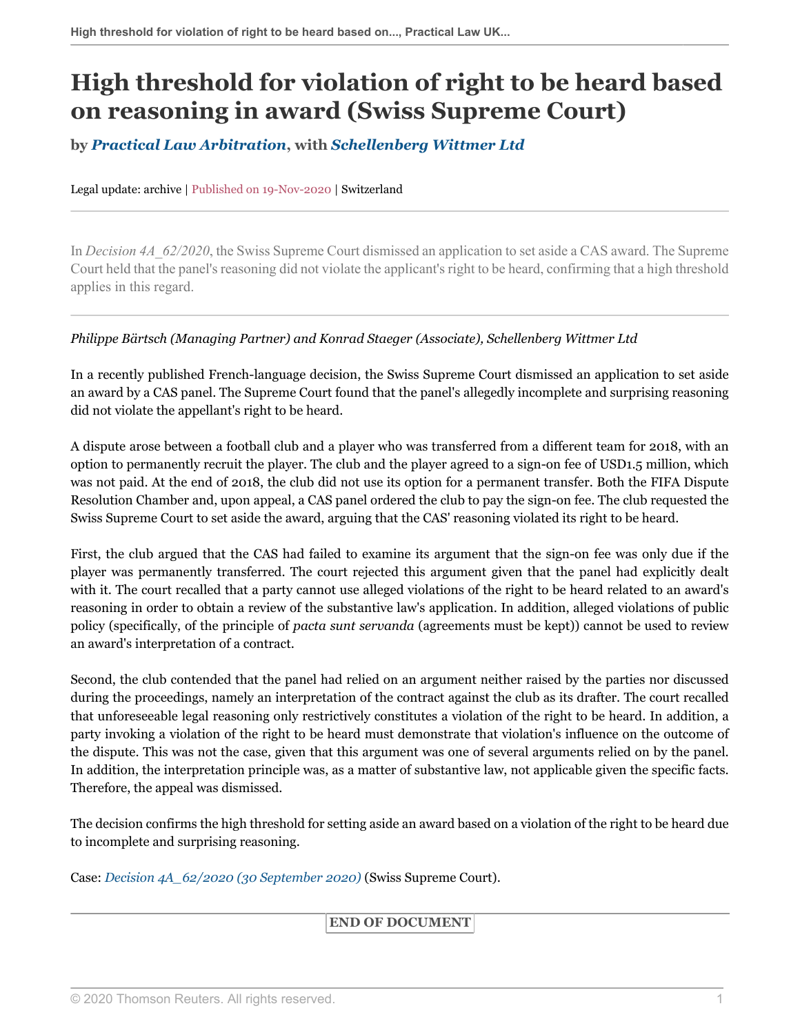# High threshold for violation of right to be heard based on reasoning in award (Swiss Supreme Court)

**by *Practical Law Arbitration*, with *Schellenberg Wittmer Ltd***

Legal update: archive | Published on 19-Nov-2020 | Switzerland

In *Decision 4A_62/2020*, the Swiss Supreme Court dismissed an application to set aside a CAS award. The Supreme Court held that the panel's reasoning did not violate the applicant's right to be heard, confirming that a high threshold applies in this regard.

---

*Philippe Bärtsch (Managing Partner) and Konrad Staeger (Associate), Schellenberg Wittmer Ltd*

In a recently published French-language decision, the Swiss Supreme Court dismissed an application to set aside an award by a CAS panel. The Supreme Court found that the panel's allegedly incomplete and surprising reasoning did not violate the appellant's right to be heard.

A dispute arose between a football club and a player who was transferred from a different team for 2018, with an option to permanently recruit the player. The club and the player agreed to a sign-on fee of USD1.5 million, which was not paid. At the end of 2018, the club did not use its option for a permanent transfer. Both the FIFA Dispute Resolution Chamber and, upon appeal, a CAS panel ordered the club to pay the sign-on fee. The club requested the Swiss Supreme Court to set aside the award, arguing that the CAS' reasoning violated its right to be heard.

First, the club argued that the CAS had failed to examine its argument that the sign-on fee was only due if the player was permanently transferred. The court rejected this argument given that the panel had explicitly dealt with it. The court recalled that a party cannot use alleged violations of the right to be heard related to an award's reasoning in order to obtain a review of the substantive law's application. In addition, alleged violations of public policy (specifically, of the principle of *pacta sunt servanda* (agreements must be kept)) cannot be used to review an award's interpretation of a contract.

Second, the club contended that the panel had relied on an argument neither raised by the parties nor discussed during the proceedings, namely an interpretation of the contract against the club as its drafter. The court recalled that unforeseeable legal reasoning only restrictively constitutes a violation of the right to be heard. In addition, a party invoking a violation of the right to be heard must demonstrate that violation's influence on the outcome of the dispute. This was not the case, given that this argument was one of several arguments relied on by the panel. In addition, the interpretation principle was, as a matter of substantive law, not applicable given the specific facts. Therefore, the appeal was dismissed.

The decision confirms the high threshold for setting aside an award based on a violation of the right to be heard due to incomplete and surprising reasoning.

Case: *Decision 4A_62/2020 (30 September 2020)* (Swiss Supreme Court).

**END OF DOCUMENT**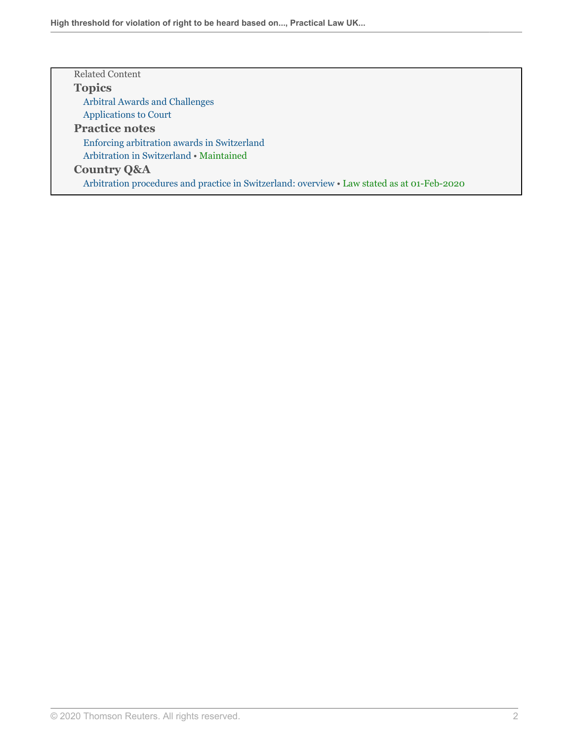Related Content

### Topics

Arbitral Awards and Challenges

Applications to Court

### Practice notes

Enforcing arbitration awards in Switzerland

Arbitration in Switzerland • Maintained

### Country Q&A

Arbitration procedures and practice in Switzerland: overview • Law stated as at 01-Feb-2020